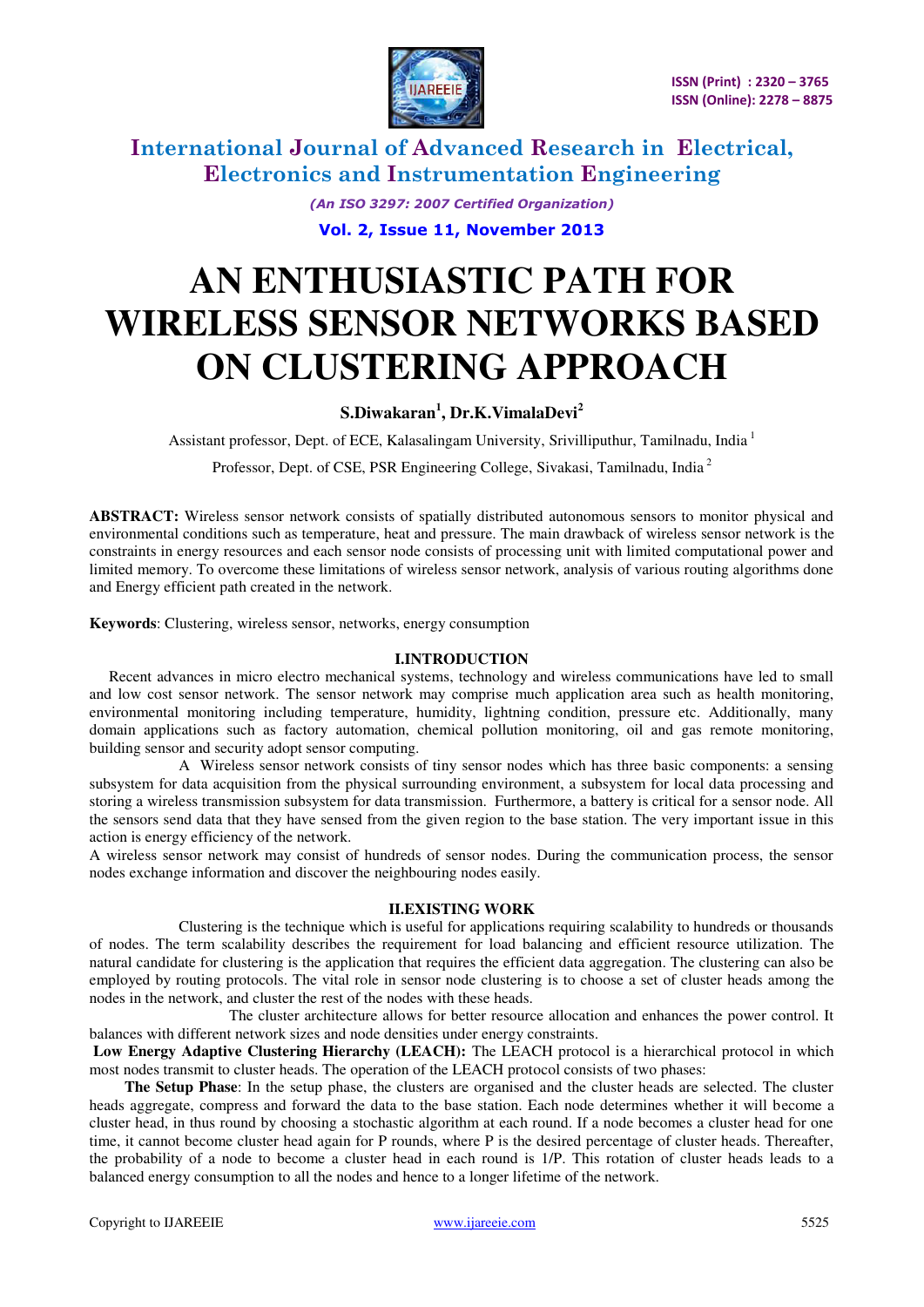# AN ENTHUSIASTIC PATH FOR WIRELESS SENSOR NETWORKS BASED ON CLUSTERING APPROACH

**S.Diwakaran[1], Dr.K.VimalaDevi[2]**

Assistant professor, Dept. of ECE, Kalasalingam University, Srivilliputhur, Tamilnadu, India [1]

Professor, Dept. of CSE, PSR Engineering College, Sivakasi, Tamilnadu, India [2]

**ABSTRACT:** Wireless sensor network consists of spatially distributed autonomous sensors to monitor physical and environmental conditions such as temperature, heat and pressure. The main drawback of wireless sensor network is the constraints in energy resources and each sensor node consists of processing unit with limited computational power and limited memory. To overcome these limitations of wireless sensor network, analysis of various routing algorithms done and Energy efficient path created in the network.

**Keywords**: Clustering, wireless sensor, networks, energy consumption

## I.INTRODUCTION

Recent advances in micro electro mechanical systems, technology and wireless communications have led to small and low cost sensor network. The sensor network may comprise much application area such as health monitoring, environmental monitoring including temperature, humidity, lightning condition, pressure etc. Additionally, many domain applications such as factory automation, chemical pollution monitoring, oil and gas remote monitoring, building sensor and security adopt sensor computing.

A Wireless sensor network consists of tiny sensor nodes which has three basic components: a sensing subsystem for data acquisition from the physical surrounding environment, a subsystem for local data processing and storing a wireless transmission subsystem for data transmission. Furthermore, a battery is critical for a sensor node. All the sensors send data that they have sensed from the given region to the base station. The very important issue in this action is energy efficiency of the network.

A wireless sensor network may consist of hundreds of sensor nodes. During the communication process, the sensor nodes exchange information and discover the neighbouring nodes easily.

## II.EXISTING WORK

Clustering is the technique which is useful for applications requiring scalability to hundreds or thousands of nodes. The term scalability describes the requirement for load balancing and efficient resource utilization. The natural candidate for clustering is the application that requires the efficient data aggregation. The clustering can also be employed by routing protocols. The vital role in sensor node clustering is to choose a set of cluster heads among the nodes in the network, and cluster the rest of the nodes with these heads.

The cluster architecture allows for better resource allocation and enhances the power control. It balances with different network sizes and node densities under energy constraints.

**Low Energy Adaptive Clustering Hierarchy (LEACH):** The LEACH protocol is a hierarchical protocol in which most nodes transmit to cluster heads. The operation of the LEACH protocol consists of two phases:

**The Setup Phase**: In the setup phase, the clusters are organised and the cluster heads are selected. The cluster heads aggregate, compress and forward the data to the base station. Each node determines whether it will become a cluster head, in thus round by choosing a stochastic algorithm at each round. If a node becomes a cluster head for one time, it cannot become cluster head again for P rounds, where P is the desired percentage of cluster heads. Thereafter, the probability of a node to become a cluster head in each round is 1/P. This rotation of cluster heads leads to a balanced energy consumption to all the nodes and hence to a longer lifetime of the network.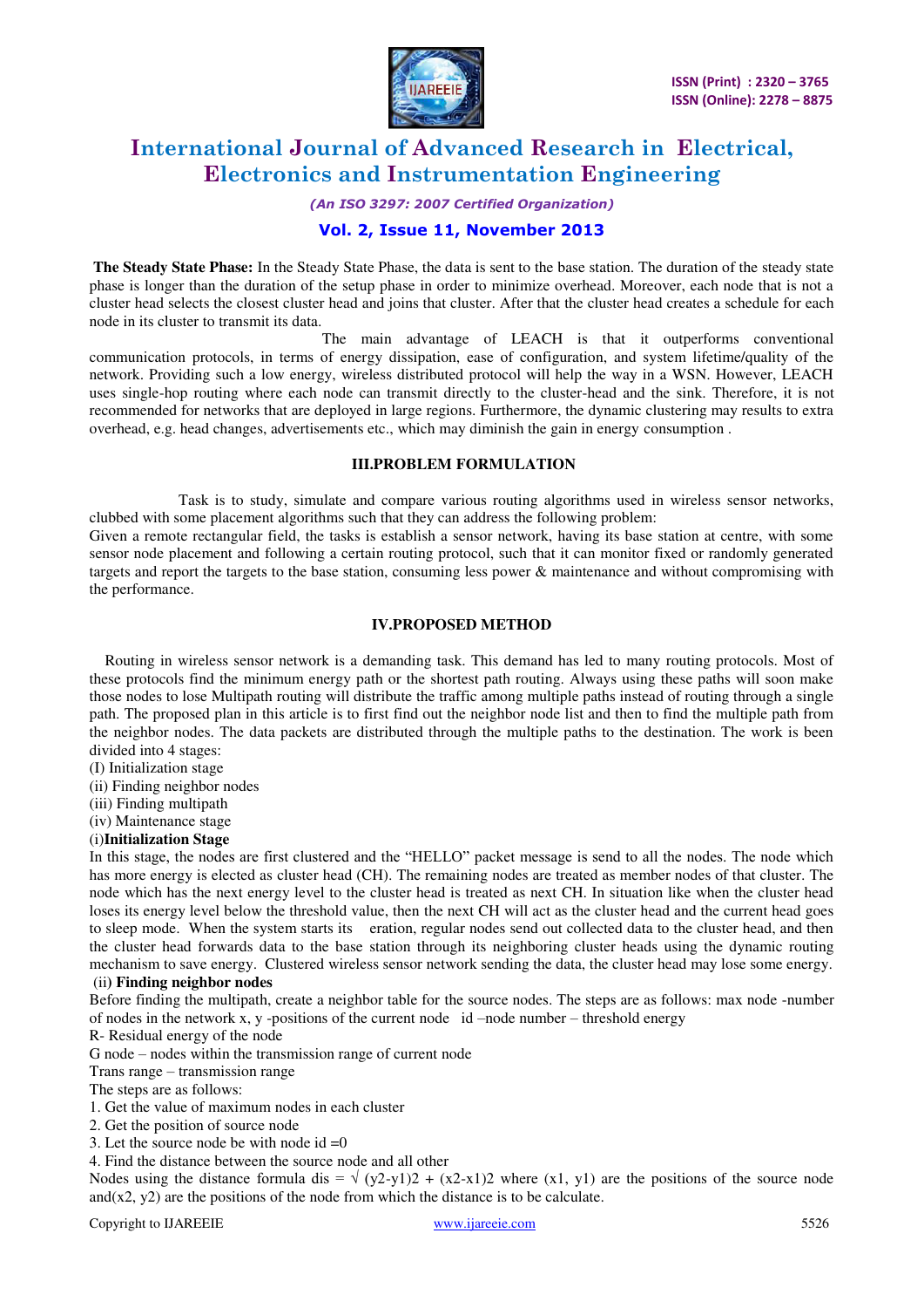**The Steady State Phase:** In the Steady State Phase, the data is sent to the base station. The duration of the steady state phase is longer than the duration of the setup phase in order to minimize overhead. Moreover, each node that is not a cluster head selects the closest cluster head and joins that cluster. After that the cluster head creates a schedule for each node in its cluster to transmit its data.

The main advantage of LEACH is that it outperforms conventional communication protocols, in terms of energy dissipation, ease of configuration, and system lifetime/quality of the network. Providing such a low energy, wireless distributed protocol will help the way in a WSN. However, LEACH uses single-hop routing where each node can transmit directly to the cluster-head and the sink. Therefore, it is not recommended for networks that are deployed in large regions. Furthermore, the dynamic clustering may results to extra overhead, e.g. head changes, advertisements etc., which may diminish the gain in energy consumption .

## III.PROBLEM FORMULATION

Task is to study, simulate and compare various routing algorithms used in wireless sensor networks, clubbed with some placement algorithms such that they can address the following problem:
Given a remote rectangular field, the tasks is establish a sensor network, having its base station at centre, with some sensor node placement and following a certain routing protocol, such that it can monitor fixed or randomly generated targets and report the targets to the base station, consuming less power & maintenance and without compromising with the performance.

## IV.PROPOSED METHOD

Routing in wireless sensor network is a demanding task. This demand has led to many routing protocols. Most of these protocols find the minimum energy path or the shortest path routing. Always using these paths will soon make those nodes to lose Multipath routing will distribute the traffic among multiple paths instead of routing through a single path. The proposed plan in this article is to first find out the neighbor node list and then to find the multiple path from the neighbor nodes. The data packets are distributed through the multiple paths to the destination. The work is been divided into 4 stages:
(I) Initialization stage
(ii) Finding neighbor nodes
(iii) Finding multipath
(iv) Maintenance stage

(i)**Initialization Stage**
In this stage, the nodes are first clustered and the "HELLO" packet message is send to all the nodes. The node which has more energy is elected as cluster head (CH). The remaining nodes are treated as member nodes of that cluster. The node which has the next energy level to the cluster head is treated as next CH. In situation like when the cluster head loses its energy level below the threshold value, then the next CH will act as the cluster head and the current head goes to sleep mode. When the system starts its eration, regular nodes send out collected data to the cluster head, and then the cluster head forwards data to the base station through its neighboring cluster heads using the dynamic routing mechanism to save energy. Clustered wireless sensor network sending the data, the cluster head may lose some energy.

(ii) **Finding neighbor nodes**
Before finding the multipath, create a neighbor table for the source nodes. The steps are as follows: max node -number of nodes in the network x, y -positions of the current node id –node number – threshold energy
R- Residual energy of the node
G node – nodes within the transmission range of current node
Trans range – transmission range
The steps are as follows:
1. Get the value of maximum nodes in each cluster
2. Get the position of source node
3. Let the source node be with node id =0
4. Find the distance between the source node and all other
Nodes using the distance formula $dis = \sqrt{(y2-y1)^2 + (x2-x1)^2}$ where (x1, y1) are the positions of the source node and(x2, y2) are the positions of the node from which the distance is to be calculate.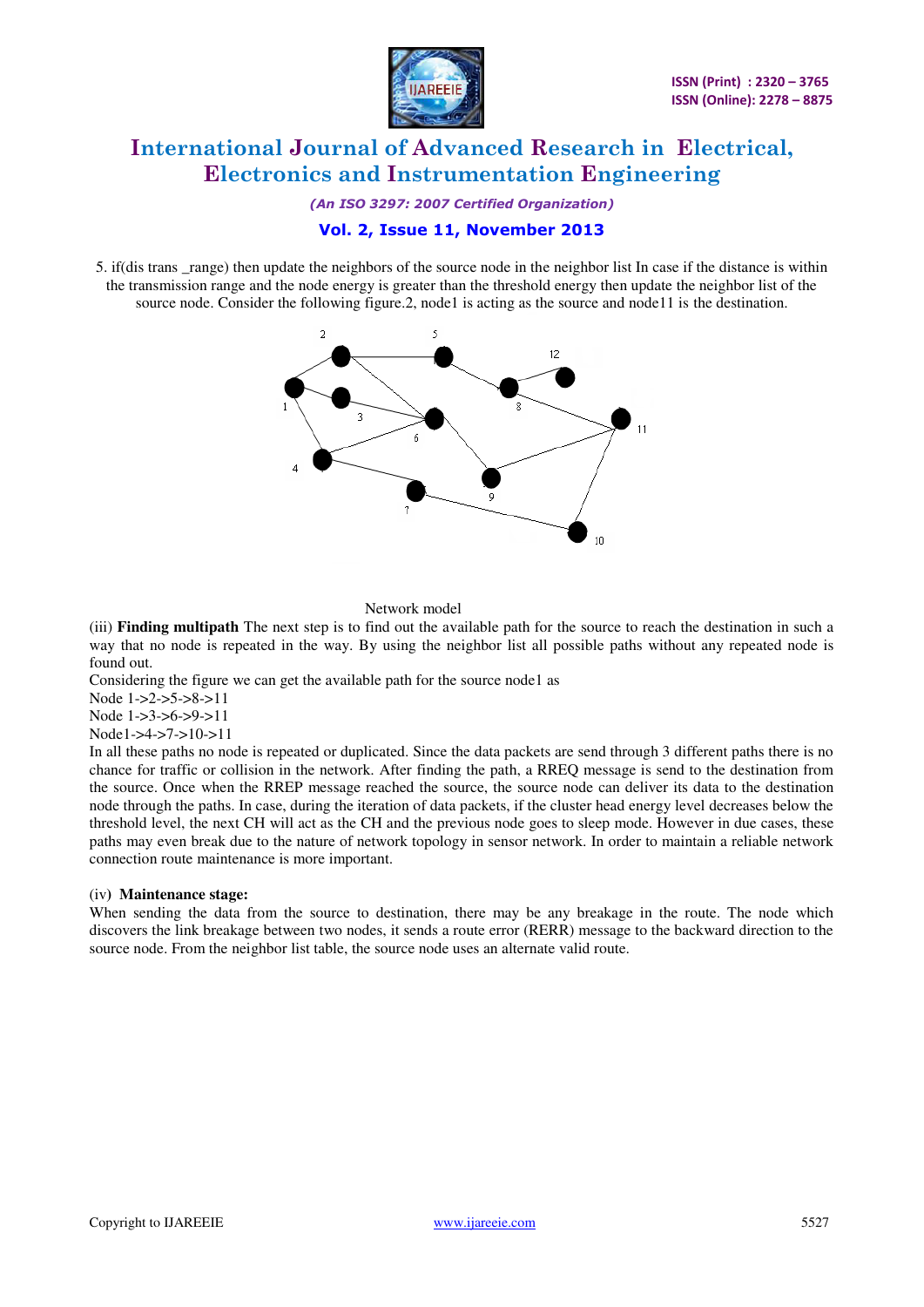5. if(dis trans _range) then update the neighbors of the source node in the neighbor list In case if the distance is within the transmission range and the node energy is greater than the threshold energy then update the neighbor list of the source node. Consider the following figure.2, node1 is acting as the source and node11 is the destination.

Network model

(iii) **Finding multipath** The next step is to find out the available path for the source to reach the destination in such a way that no node is repeated in the way. By using the neighbor list all possible paths without any repeated node is found out.

Considering the figure we can get the available path for the source node1 as

Node 1->2->5->8->11

Node 1->3->6->9->11

Node1->4->7->10->11

In all these paths no node is repeated or duplicated. Since the data packets are send through 3 different paths there is no chance for traffic or collision in the network. After finding the path, a RREQ message is send to the destination from the source. Once when the RREP message reached the source, the source node can deliver its data to the destination node through the paths. In case, during the iteration of data packets, if the cluster head energy level decreases below the threshold level, the next CH will act as the CH and the previous node goes to sleep mode. However in due cases, these paths may even break due to the nature of network topology in sensor network. In order to maintain a reliable network connection route maintenance is more important.

(iv) **Maintenance stage:**

When sending the data from the source to destination, there may be any breakage in the route. The node which discovers the link breakage between two nodes, it sends a route error (RERR) message to the backward direction to the source node. From the neighbor list table, the source node uses an alternate valid route.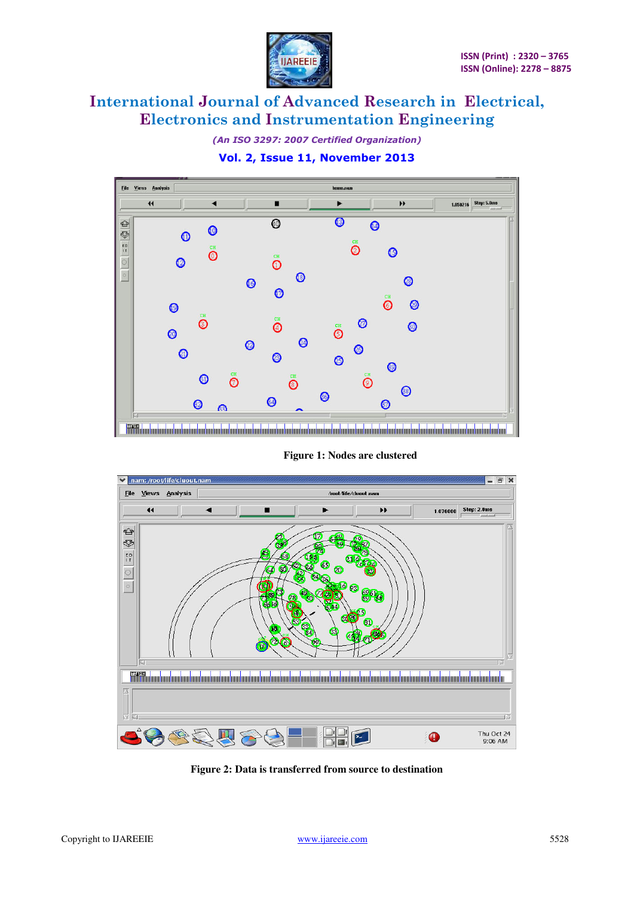Figure 1: Nodes are clustered

Figure 2: Data is transferred from source to destination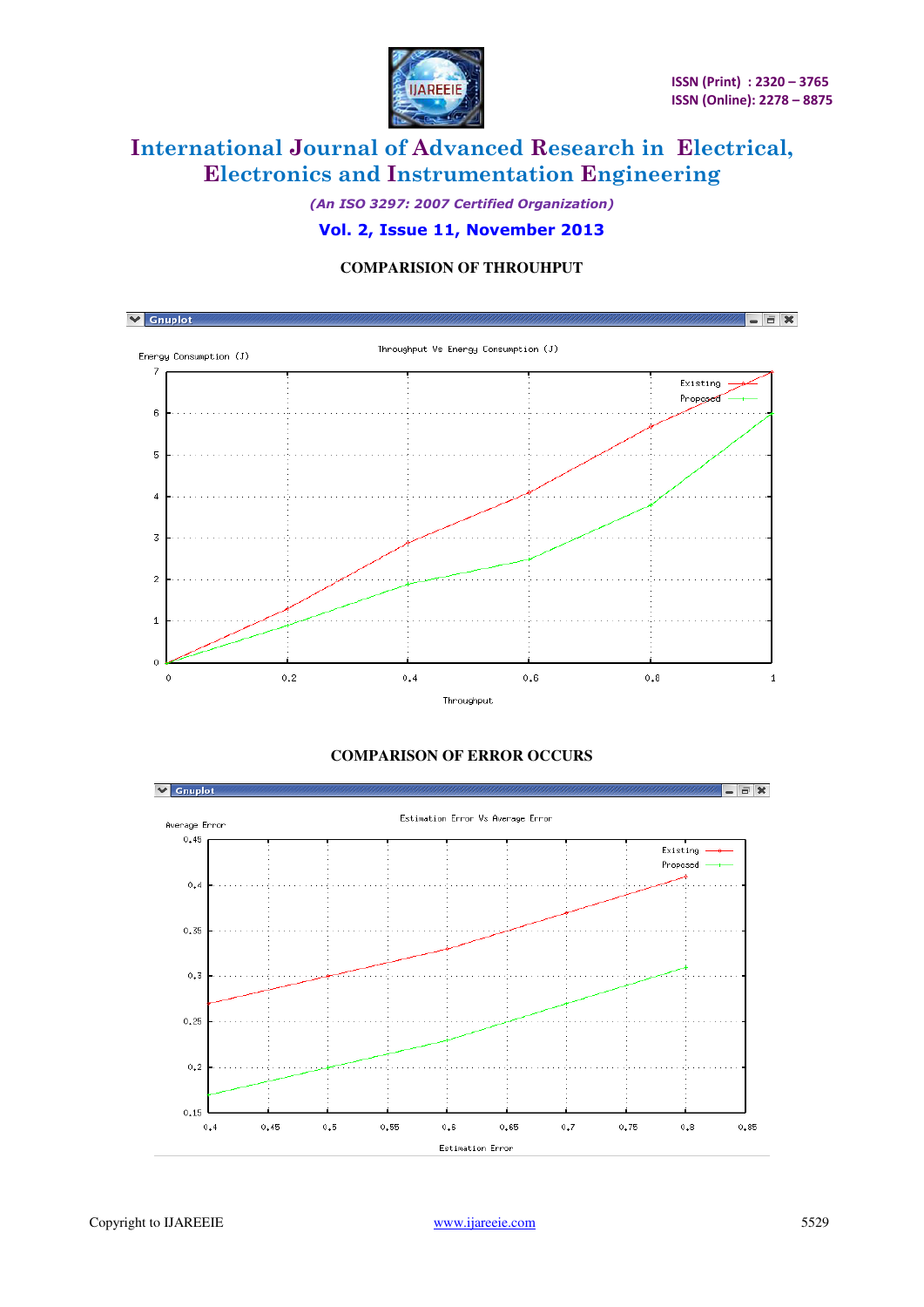**COMPARISION OF THROUHPUT**

**COMPARISON OF ERROR OCCURS**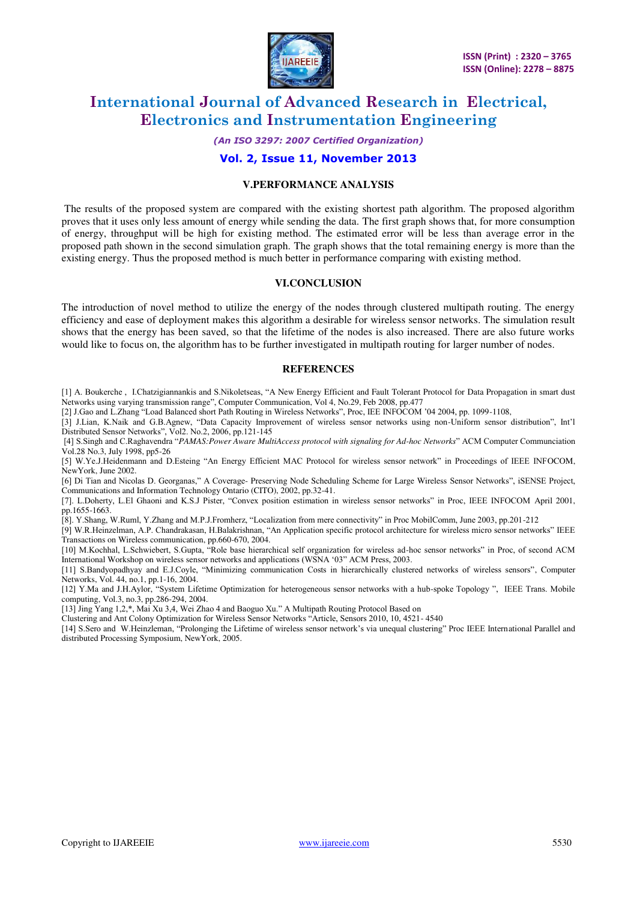## V.PERFORMANCE ANALYSIS

The results of the proposed system are compared with the existing shortest path algorithm. The proposed algorithm proves that it uses only less amount of energy while sending the data. The first graph shows that, for more consumption of energy, throughput will be high for existing method. The estimated error will be less than average error in the proposed path shown in the second simulation graph. The graph shows that the total remaining energy is more than the existing energy. Thus the proposed method is much better in performance comparing with existing method.

## VI.CONCLUSION

The introduction of novel method to utilize the energy of the nodes through clustered multipath routing. The energy efficiency and ease of deployment makes this algorithm a desirable for wireless sensor networks. The simulation result shows that the energy has been saved, so that the lifetime of the nodes is also increased. There are also future works would like to focus on, the algorithm has to be further investigated in multipath routing for larger number of nodes.

## REFERENCES

[1] A. Boukerche , I.Chatzigiannankis and S.Nikoletseas, "A New Energy Efficient and Fault Tolerant Protocol for Data Propagation in smart dust Networks using varying transmission range", Computer Communication, Vol 4, No.29, Feb 2008, pp.477

[2] J.Gao and L.Zhang "Load Balanced short Path Routing in Wireless Networks", Proc, IEE INFOCOM '04 2004, pp. 1099-1108,

[3] J.Lian, K.Naik and G.B.Agnew, "Data Capacity Improvement of wireless sensor networks using non-Uniform sensor distribution", Int'l Distributed Sensor Networks", Vol2. No.2, 2006, pp.121-145

[4] S.Singh and C.Raghavendra "*PAMAS:Power Aware MultiAccess protocol with signaling for Ad-hoc Networks*" ACM Computer Communciation Vol.28 No.3, July 1998, pp5-26

[5] W.Ye.J.Heidenmann and D.Esteing "An Energy Efficient MAC Protocol for wireless sensor network" in Proceedings of IEEE INFOCOM, NewYork, June 2002.

[6] Di Tian and Nicolas D. Georganas," A Coverage- Preserving Node Scheduling Scheme for Large Wireless Sensor Networks", iSENSE Project, Communications and Information Technology Ontario (CITO), 2002, pp.32-41.

[7]. L.Doherty, L.El Ghaoni and K.S.J Pister, "Convex position estimation in wireless sensor networks" in Proc, IEEE INFOCOM April 2001, pp.1655-1663.

[8]. Y.Shang, W.Ruml, Y.Zhang and M.P.J.Fromherz, "Localization from mere connectivity" in Proc MobilComm, June 2003, pp.201-212

[9] W.R.Heinzelman, A.P. Chandrakasan, H.Balakrishnan, "An Application specific protocol architecture for wireless micro sensor networks" IEEE Transactions on Wireless communication, pp.660-670, 2004.

[10] M.Kochhal, L.Schwiebert, S.Gupta, "Role base hierarchical self organization for wireless ad-hoc sensor networks" in Proc, of second ACM International Workshop on wireless sensor networks and applications (WSNA '03" ACM Press, 2003.

[11] S.Bandyopadhyay and E.J.Coyle, "Minimizing communication Costs in hierarchically clustered networks of wireless sensors", Computer Networks, Vol. 44, no.1, pp.1-16, 2004.

[12] Y.Ma and J.H.Aylor, "System Lifetime Optimization for heterogeneous sensor networks with a hub-spoke Topology ", IEEE Trans. Mobile computing, Vol.3, no.3, pp.286-294, 2004.

[13] Jing Yang 1,2,*, Mai Xu 3,4, Wei Zhao 4 and Baoguo Xu." A Multipath Routing Protocol Based on Clustering and Ant Colony Optimization for Wireless Sensor Networks "Article, Sensors 2010, 10, 4521- 4540

[14] S.Sero and W.Heinzleman, "Prolonging the Lifetime of wireless sensor network's via unequal clustering" Proc IEEE International Parallel and distributed Processing Symposium, NewYork, 2005.